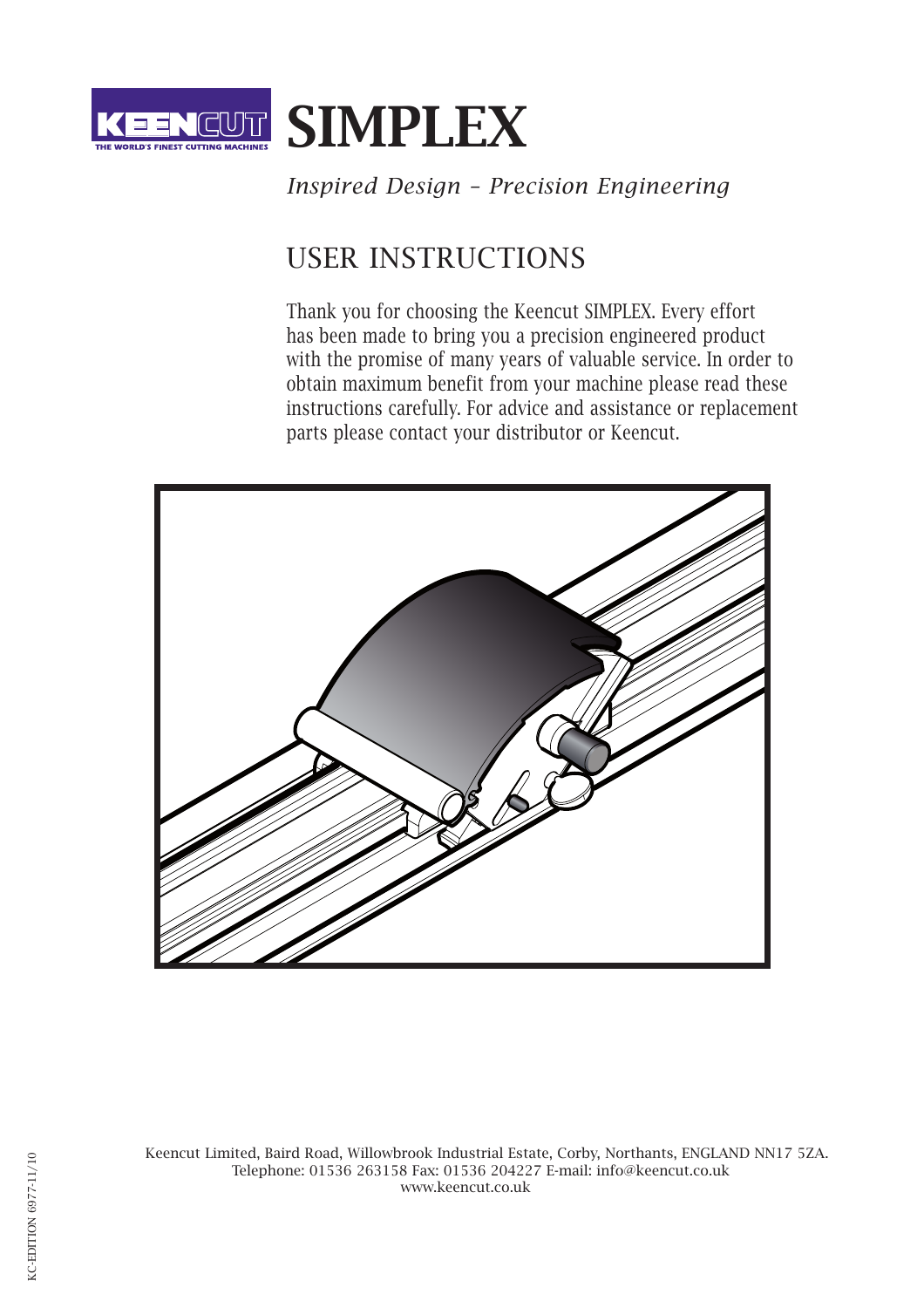# SIMPLEX

*Inspired Design – Precision Engineering*

## USER INSTRUCTIONS

Thank you for choosing the Keencut SIMPLEX. Every effort has been made to bring you a precision engineered product with the promise of many years of valuable service. In order to obtain maximum benefit from your machine please read these instructions carefully. For advice and assistance or replacement parts please contact your distributor or Keencut.

Keencut Limited, Baird Road, Willowbrook Industrial Estate, Corby, Northants, ENGLAND NN17 5ZA.
Telephone: 01536 263158 Fax: 01536 204227 E-mail: info@keencut.co.uk
www.keencut.co.uk

KC-EDITION 6977-11/10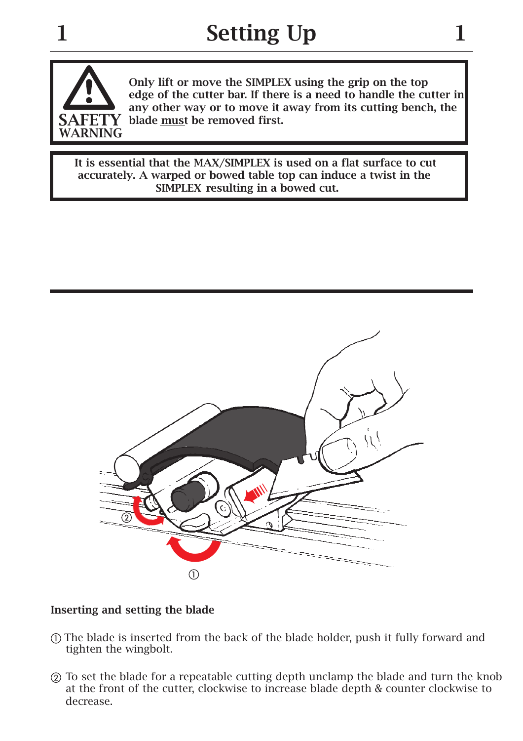# Setting Up

**SAFETY WARNING**

**Only lift or move the SIMPLEX using the grip on the top edge of the cutter bar. If there is a need to handle the cutter in any other way or to move it away from its cutting bench, the blade <u>must</u> be removed first.**

**It is essential that the MAX/SIMPLEX is used on a flat surface to cut accurately. A warped or bowed table top can induce a twist in the SIMPLEX resulting in a bowed cut.**

**Inserting and setting the blade**

① The blade is inserted from the back of the blade holder, push it fully forward and tighten the wingbolt.

② To set the blade for a repeatable cutting depth unclamp the blade and turn the knob at the front of the cutter, clockwise to increase blade depth & counter clockwise to decrease.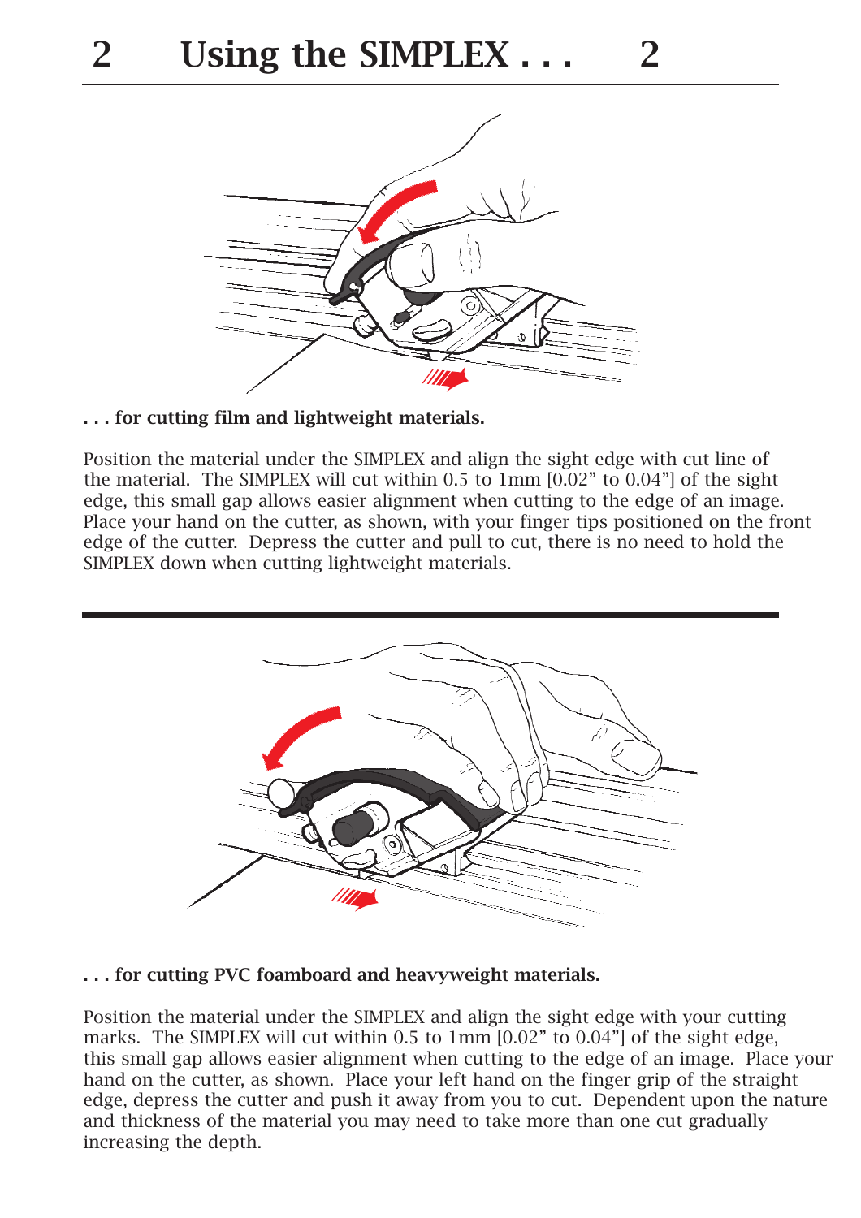# 2 Using the SIMPLEX . . .

**. . . for cutting film and lightweight materials.**

Position the material under the SIMPLEX and align the sight edge with cut line of the material. The SIMPLEX will cut within 0.5 to 1mm [0.02" to 0.04"] of the sight edge, this small gap allows easier alignment when cutting to the edge of an image. Place your hand on the cutter, as shown, with your finger tips positioned on the front edge of the cutter. Depress the cutter and pull to cut, there is no need to hold the SIMPLEX down when cutting lightweight materials.

**. . . for cutting PVC foamboard and heavyweight materials.**

Position the material under the SIMPLEX and align the sight edge with your cutting marks. The SIMPLEX will cut within 0.5 to 1mm [0.02" to 0.04"] of the sight edge, this small gap allows easier alignment when cutting to the edge of an image. Place your hand on the cutter, as shown. Place your left hand on the finger grip of the straight edge, depress the cutter and push it away from you to cut. Dependent upon the nature and thickness of the material you may need to take more than one cut gradually increasing the depth.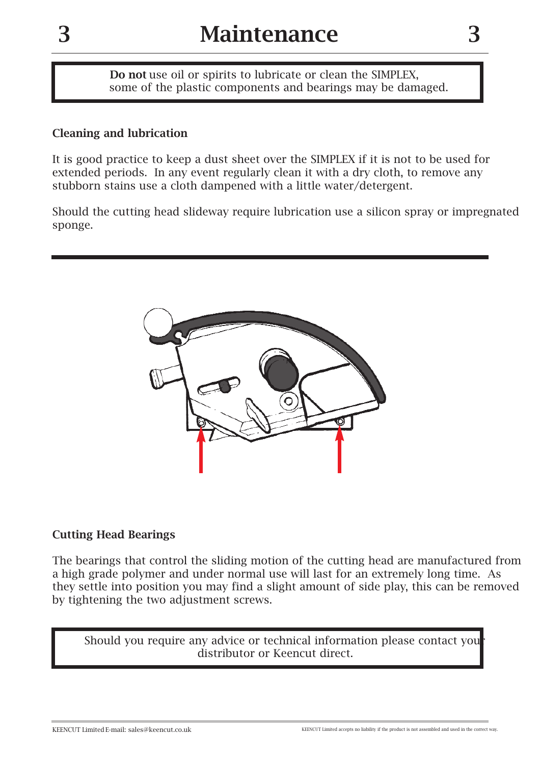# 3 Maintenance 3

**Do not** use oil or spirits to lubricate or clean the SIMPLEX, some of the plastic components and bearings may be damaged.

### Cleaning and lubrication

It is good practice to keep a dust sheet over the SIMPLEX if it is not to be used for extended periods. In any event regularly clean it with a dry cloth, to remove any stubborn stains use a cloth dampened with a little water/detergent.

Should the cutting head slideway require lubrication use a silicon spray or impregnated sponge.

### Cutting Head Bearings

The bearings that control the sliding motion of the cutting head are manufactured from a high grade polymer and under normal use will last for an extremely long time. As they settle into position you may find a slight amount of side play, this can be removed by tightening the two adjustment screws.

Should you require any advice or technical information please contact your distributor or Keencut direct.

KEENCUT Limited E-mail: sales@keencut.co.uk

KEENCUT Limited accepts no liability if the product is not assembled and used in the correct way.